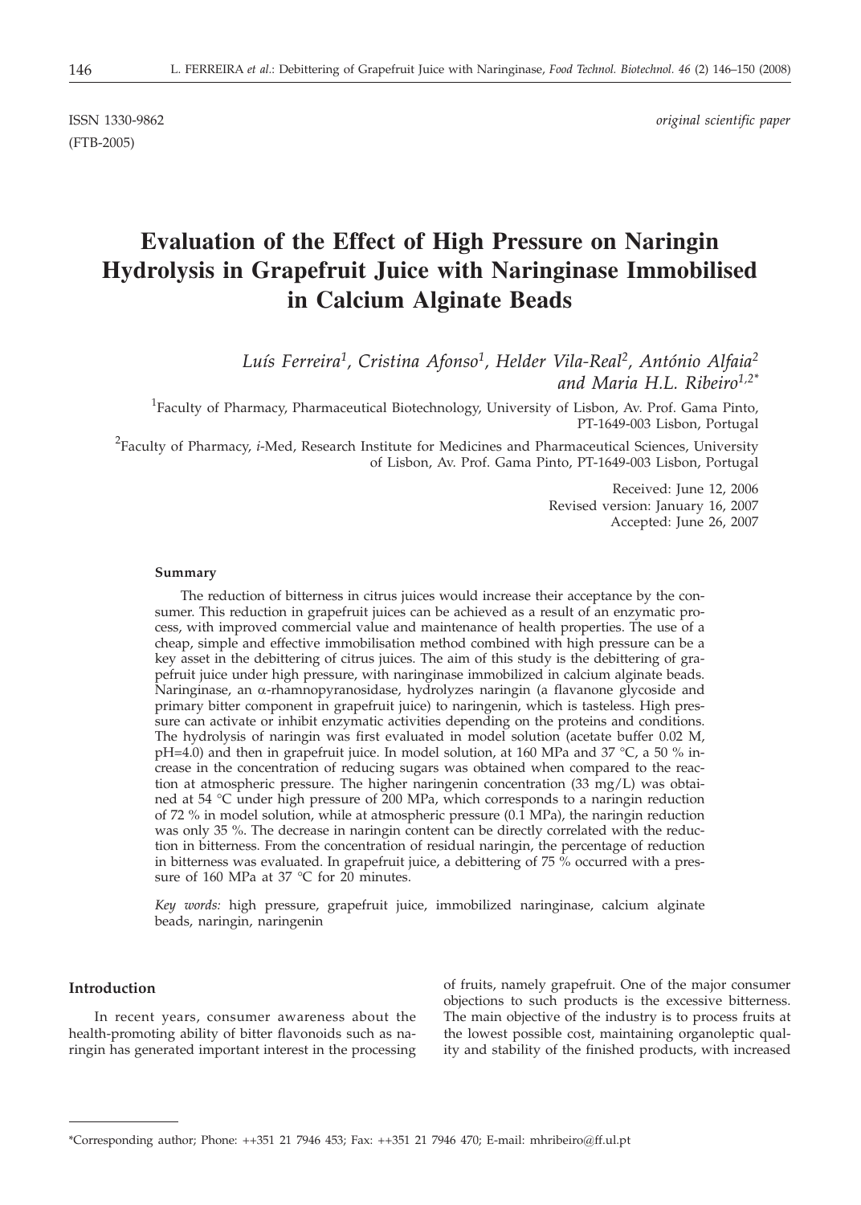ISSN 1330-9862 (FTB-2005)

*original scientific paper*

# Evaluation of the Effect of High Pressure on Naringin Hydrolysis in Grapefruit Juice with Naringinase Immobilised in Calcium Alginate Beads

*Luís Ferreira[1], Cristina Afonso[1], Helder Vila-Real[2], António Alfaia[2] and Maria H.L. Ribeiro[1,2*]*

[1]Faculty of Pharmacy, Pharmaceutical Biotechnology, University of Lisbon, Av. Prof. Gama Pinto, PT-1649-003 Lisbon, Portugal

[2]Faculty of Pharmacy, *i*-Med, Research Institute for Medicines and Pharmaceutical Sciences, University of Lisbon, Av. Prof. Gama Pinto, PT-1649-003 Lisbon, Portugal

Received: June 12, 2006
Revised version: January 16, 2007
Accepted: June 26, 2007

**Summary**

The reduction of bitterness in citrus juices would increase their acceptance by the consumer. This reduction in grapefruit juices can be achieved as a result of an enzymatic process, with improved commercial value and maintenance of health properties. The use of a cheap, simple and effective immobilisation method combined with high pressure can be a key asset in the debittering of citrus juices. The aim of this study is the debittering of grapefruit juice under high pressure, with naringinase immobilized in calcium alginate beads. Naringinase, an α-rhamnopyranosidase, hydrolyzes naringin (a flavanone glycoside and primary bitter component in grapefruit juice) to naringenin, which is tasteless. High pressure can activate or inhibit enzymatic activities depending on the proteins and conditions. The hydrolysis of naringin was first evaluated in model solution (acetate buffer 0.02 M, pH=4.0) and then in grapefruit juice. In model solution, at 160 MPa and 37 °C, a 50 % increase in the concentration of reducing sugars was obtained when compared to the reaction at atmospheric pressure. The higher naringenin concentration (33 mg/L) was obtained at 54 °C under high pressure of 200 MPa, which corresponds to a naringin reduction of 72 % in model solution, while at atmospheric pressure (0.1 MPa), the naringin reduction was only 35 %. The decrease in naringin content can be directly correlated with the reduction in bitterness. From the concentration of residual naringin, the percentage of reduction in bitterness was evaluated. In grapefruit juice, a debittering of 75 % occurred with a pressure of 160 MPa at 37 °C for 20 minutes.

*Key words:* high pressure, grapefruit juice, immobilized naringinase, calcium alginate beads, naringin, naringenin

## Introduction

In recent years, consumer awareness about the health-promoting ability of bitter flavonoids such as naringin has generated important interest in the processing of fruits, namely grapefruit. One of the major consumer objections to such products is the excessive bitterness. The main objective of the industry is to process fruits at the lowest possible cost, maintaining organoleptic quality and stability of the finished products, with increased

*Corresponding author; Phone: ++351 21 7946 453; Fax: ++351 21 7946 470; E-mail: mhribeiro@ff.ul.pt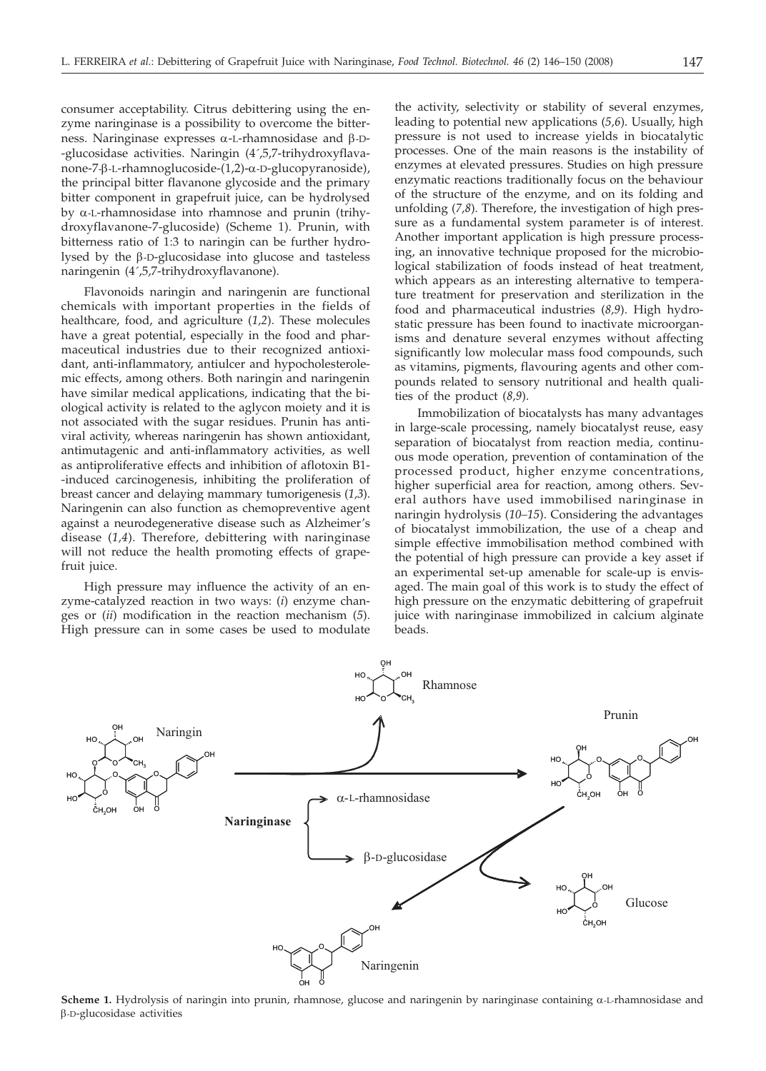consumer acceptability. Citrus debittering using the enzyme naringinase is a possibility to overcome the bitterness. Naringinase expresses α-L-rhamnosidase and β-D-glucosidase activities. Naringin (4´,5,7-trihydroxyflavanone-7-β-L-rhamnoglucoside-(1,2)-α-D-glucopyranoside), the principal bitter flavanone glycoside and the primary bitter component in grapefruit juice, can be hydrolysed by α-L-rhamnosidase into rhamnose and prunin (trihydroxyflavanone-7-glucoside) (Scheme 1). Prunin, with bitterness ratio of 1:3 to naringin can be further hydrolysed by the β-D-glucosidase into glucose and tasteless naringenin (4´,5,7-trihydroxyflavanone).

Flavonoids naringin and naringenin are functional chemicals with important properties in the fields of healthcare, food, and agriculture (*1,2*). These molecules have a great potential, especially in the food and pharmaceutical industries due to their recognized antioxidant, anti-inflammatory, antiulcer and hypocholesterolemic effects, among others. Both naringin and naringenin have similar medical applications, indicating that the biological activity is related to the aglycon moiety and it is not associated with the sugar residues. Prunin has antiviral activity, whereas naringenin has shown antioxidant, antimutagenic and anti-inflammatory activities, as well as antiproliferative effects and inhibition of aflotoxin B1-induced carcinogenesis, inhibiting the proliferation of breast cancer and delaying mammary tumorigenesis (*1,3*). Naringenin can also function as chemopreventive agent against a neurodegenerative disease such as Alzheimer's disease (*1,4*). Therefore, debittering with naringinase will not reduce the health promoting effects of grapefruit juice.

High pressure may influence the activity of an enzyme-catalyzed reaction in two ways: (*i*) enzyme changes or (*ii*) modification in the reaction mechanism (*5*). High pressure can in some cases be used to modulate the activity, selectivity or stability of several enzymes, leading to potential new applications (*5,6*). Usually, high pressure is not used to increase yields in biocatalytic processes. One of the main reasons is the instability of enzymes at elevated pressures. Studies on high pressure enzymatic reactions traditionally focus on the behaviour of the structure of the enzyme, and on its folding and unfolding (*7,8*). Therefore, the investigation of high pressure as a fundamental system parameter is of interest. Another important application is high pressure processing, an innovative technique proposed for the microbiological stabilization of foods instead of heat treatment, which appears as an interesting alternative to temperature treatment for preservation and sterilization in the food and pharmaceutical industries (*8,9*). High hydrostatic pressure has been found to inactivate microorganisms and denature several enzymes without affecting significantly low molecular mass food compounds, such as vitamins, pigments, flavouring agents and other compounds related to sensory nutritional and health qualities of the product (*8,9*).

Immobilization of biocatalysts has many advantages in large-scale processing, namely biocatalyst reuse, easy separation of biocatalyst from reaction media, continuous mode operation, prevention of contamination of the processed product, higher enzyme concentrations, higher superficial area for reaction, among others. Several authors have used immobilised naringinase in naringin hydrolysis (*10–15*). Considering the advantages of biocatalyst immobilization, the use of a cheap and simple effective immobilisation method combined with the potential of high pressure can provide a key asset if an experimental set-up amenable for scale-up is envisaged. The main goal of this work is to study the effect of high pressure on the enzymatic debittering of grapefruit juice with naringinase immobilized in calcium alginate beads.

**Scheme 1.** Hydrolysis of naringin into prunin, rhamnose, glucose and naringenin by naringinase containing α-L-rhamnosidase and β-D-glucosidase activities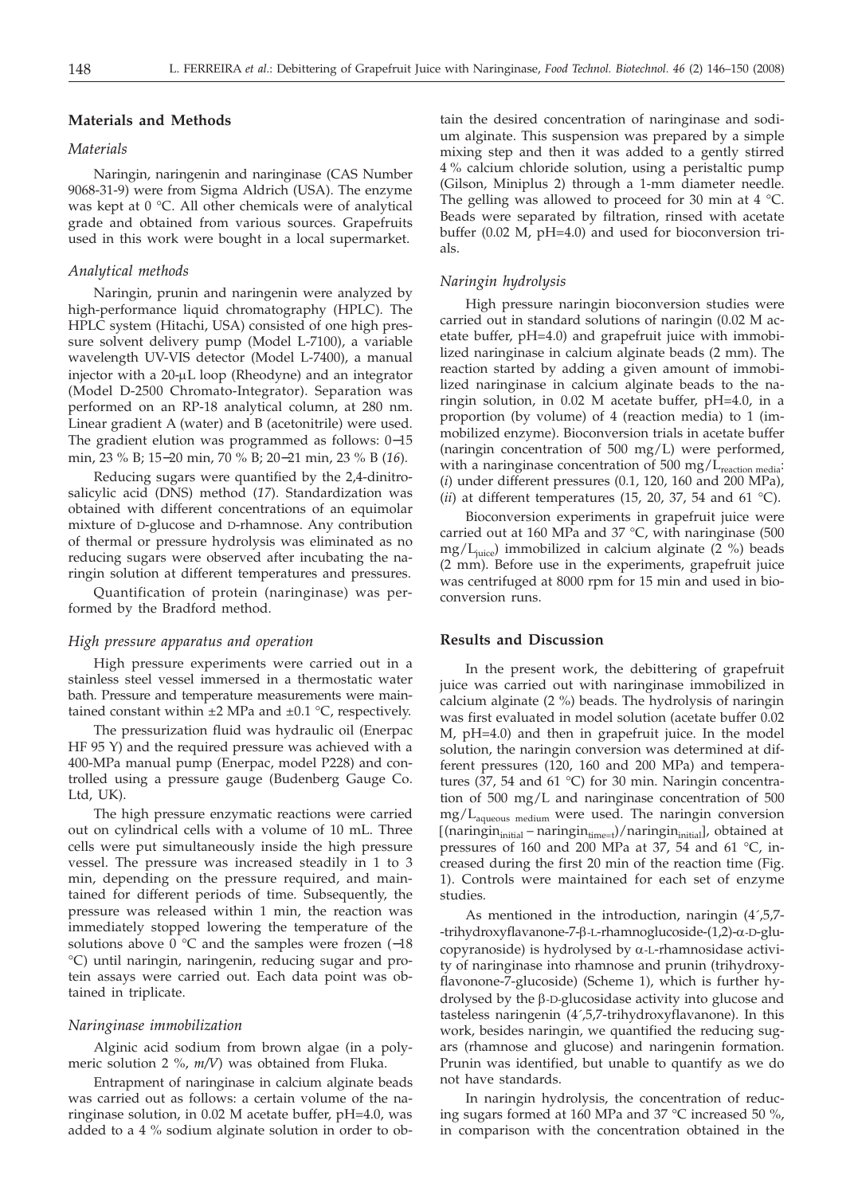## Materials and Methods

### *Materials*

Naringin, naringenin and naringinase (CAS Number 9068-31-9) were from Sigma Aldrich (USA). The enzyme was kept at 0 °C. All other chemicals were of analytical grade and obtained from various sources. Grapefruits used in this work were bought in a local supermarket.

### *Analytical methods*

Naringin, prunin and naringenin were analyzed by high-performance liquid chromatography (HPLC). The HPLC system (Hitachi, USA) consisted of one high pressure solvent delivery pump (Model L-7100), a variable wavelength UV-VIS detector (Model L-7400), a manual injector with a 20-μL loop (Rheodyne) and an integrator (Model D-2500 Chromato-Integrator). Separation was performed on an RP-18 analytical column, at 280 nm. Linear gradient A (water) and B (acetonitrile) were used. The gradient elution was programmed as follows: 0–15 min, 23 % B; 15–20 min, 70 % B; 20–21 min, 23 % B (*16*).

Reducing sugars were quantified by the 2,4-dinitrosalicylic acid (DNS) method (*17*). Standardization was obtained with different concentrations of an equimolar mixture of D-glucose and D-rhamnose. Any contribution of thermal or pressure hydrolysis was eliminated as no reducing sugars were observed after incubating the naringin solution at different temperatures and pressures.

Quantification of protein (naringinase) was performed by the Bradford method.

### *High pressure apparatus and operation*

High pressure experiments were carried out in a stainless steel vessel immersed in a thermostatic water bath. Pressure and temperature measurements were maintained constant within ±2 MPa and ±0.1 °C, respectively.

The pressurization fluid was hydraulic oil (Enerpac HF 95 Y) and the required pressure was achieved with a 400-MPa manual pump (Enerpac, model P228) and controlled using a pressure gauge (Budenberg Gauge Co. Ltd, UK).

The high pressure enzymatic reactions were carried out on cylindrical cells with a volume of 10 mL. Three cells were put simultaneously inside the high pressure vessel. The pressure was increased steadily in 1 to 3 min, depending on the pressure required, and maintained for different periods of time. Subsequently, the pressure was released within 1 min, the reaction was immediately stopped lowering the temperature of the solutions above 0 °C and the samples were frozen (–18 °C) until naringin, naringenin, reducing sugar and protein assays were carried out. Each data point was obtained in triplicate.

### *Naringinase immobilization*

Alginic acid sodium from brown algae (in a polymeric solution 2 %, *m*/*V*) was obtained from Fluka.

Entrapment of naringinase in calcium alginate beads was carried out as follows: a certain volume of the naringinase solution, in 0.02 M acetate buffer, pH=4.0, was added to a 4 % sodium alginate solution in order to obtain the desired concentration of naringinase and sodium alginate. This suspension was prepared by a simple mixing step and then it was added to a gently stirred 4 % calcium chloride solution, using a peristaltic pump (Gilson, Miniplus 2) through a 1-mm diameter needle. The gelling was allowed to proceed for 30 min at 4 °C. Beads were separated by filtration, rinsed with acetate buffer (0.02 M, pH=4.0) and used for bioconversion trials.

### *Naringin hydrolysis*

High pressure naringin bioconversion studies were carried out in standard solutions of naringin (0.02 M acetate buffer, pH=4.0) and grapefruit juice with immobilized naringinase in calcium alginate beads (2 mm). The reaction started by adding a given amount of immobilized naringinase in calcium alginate beads to the naringin solution, in 0.02 M acetate buffer, pH=4.0, in a proportion (by volume) of 4 (reaction media) to 1 (immobilized enzyme). Bioconversion trials in acetate buffer (naringin concentration of 500 mg/L) were performed, with a naringinase concentration of 500 $mg/L_{reaction\ media}$: (*i*) under different pressures (0.1, 120, 160 and 200 MPa), (*ii*) at different temperatures (15, 20, 37, 54 and 61 °C).

Bioconversion experiments in grapefruit juice were carried out at 160 MPa and 37 °C, with naringinase (500 $mg/L_{juice}$) immobilized in calcium alginate (2 %) beads (2 mm). Before use in the experiments, grapefruit juice was centrifuged at 8000 rpm for 15 min and used in bioconversion runs.

## Results and Discussion

In the present work, the debittering of grapefruit juice was carried out with naringinase immobilized in calcium alginate (2 %) beads. The hydrolysis of naringin was first evaluated in model solution (acetate buffer 0.02 M, pH=4.0) and then in grapefruit juice. In the model solution, the naringin conversion was determined at different pressures (120, 160 and 200 MPa) and temperatures (37, 54 and 61 °C) for 30 min. Naringin concentration of 500 mg/L and naringinase concentration of 500 $mg/L_{aqueous\ medium}$ were used. The naringin conversion $[(naringin_{initial} - naringin_{time=t})/naringin_{initial}]$, obtained at pressures of 160 and 200 MPa at 37, 54 and 61 °C, increased during the first 20 min of the reaction time (Fig. 1). Controls were maintained for each set of enzyme studies.

As mentioned in the introduction, naringin (4´,5,7-trihydroxyflavanone-7-β-L-rhamnoglucoside-(1,2)-α-D-glucopyranoside) is hydrolysed by α-L-rhamnosidase activity of naringinase into rhamnose and prunin (trihydroxyflavonone-7-glucoside) (Scheme 1), which is further hydrolysed by the β-D-glucosidase activity into glucose and tasteless naringenin (4´,5,7-trihydroxyflavanone). In this work, besides naringin, we quantified the reducing sugars (rhamnose and glucose) and naringenin formation. Prunin was identified, but unable to quantify as we do not have standards.

In naringin hydrolysis, the concentration of reducing sugars formed at 160 MPa and 37 °C increased 50 %, in comparison with the concentration obtained in the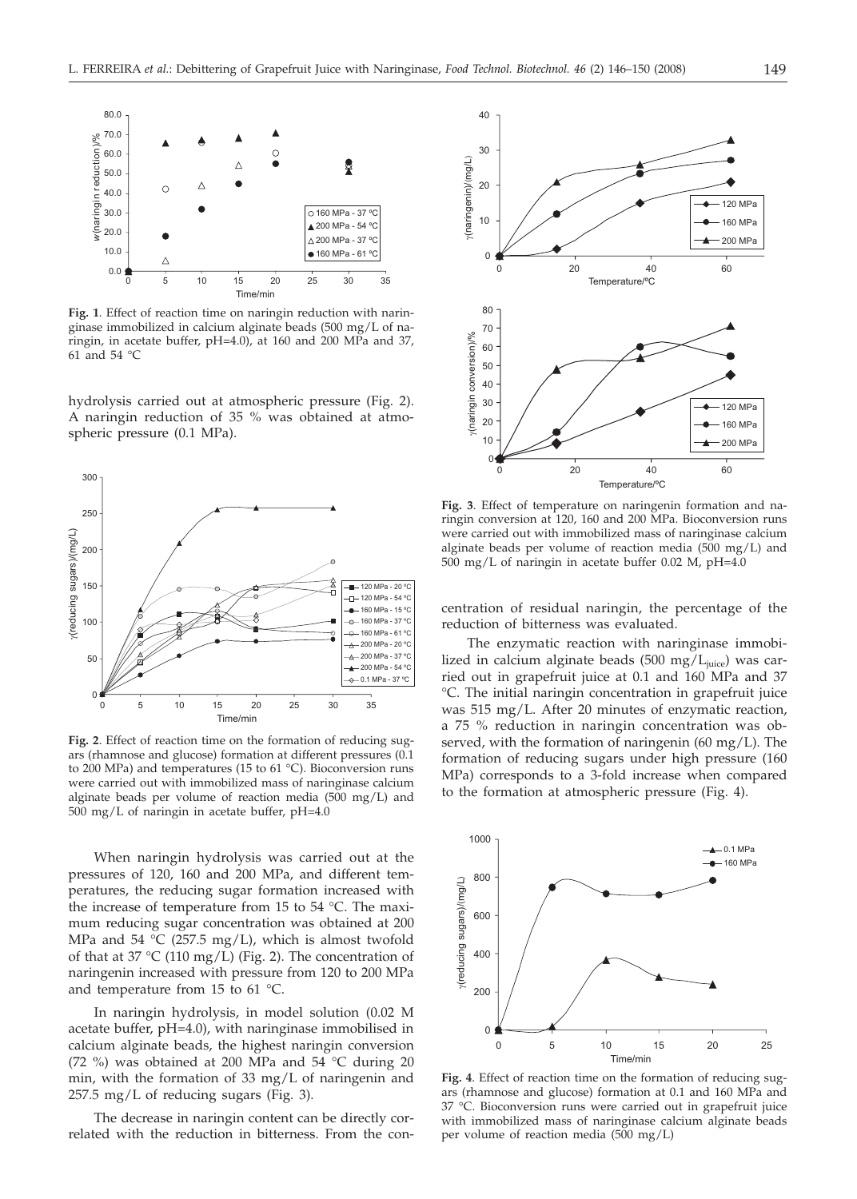**Fig. 1**. Effect of reaction time on naringin reduction with naringinase immobilized in calcium alginate beads (500 mg/L of naringin, in acetate buffer, pH=4.0), at 160 and 200 MPa and 37, 61 and 54 °C

hydrolysis carried out at atmospheric pressure (Fig. 2). A naringin reduction of 35 % was obtained at atmospheric pressure (0.1 MPa).

**Fig. 2**. Effect of reaction time on the formation of reducing sugars (rhamnose and glucose) formation at different pressures (0.1 to 200 MPa) and temperatures (15 to 61 °C). Bioconversion runs were carried out with immobilized mass of naringinase calcium alginate beads per volume of reaction media (500 mg/L) and 500 mg/L of naringin in acetate buffer, pH=4.0

When naringin hydrolysis was carried out at the pressures of 120, 160 and 200 MPa, and different temperatures, the reducing sugar formation increased with the increase of temperature from 15 to 54 °C. The maximum reducing sugar concentration was obtained at 200 MPa and 54 °C (257.5 mg/L), which is almost twofold of that at 37 °C (110 mg/L) (Fig. 2). The concentration of naringenin increased with pressure from 120 to 200 MPa and temperature from 15 to 61 °C.

In naringin hydrolysis, in model solution (0.02 M acetate buffer, pH=4.0), with naringinase immobilised in calcium alginate beads, the highest naringin conversion (72 %) was obtained at 200 MPa and 54 °C during 20 min, with the formation of 33 mg/L of naringenin and 257.5 mg/L of reducing sugars (Fig. 3).

The decrease in naringin content can be directly correlated with the reduction in bitterness. From the concentration of residual naringin, the percentage of the reduction of bitterness was evaluated.

**Fig. 3**. Effect of temperature on naringenin formation and naringin conversion at 120, 160 and 200 MPa. Bioconversion runs were carried out with immobilized mass of naringinase calcium alginate beads per volume of reaction media (500 mg/L) and 500 mg/L of naringin in acetate buffer 0.02 M, pH=4.0

The enzymatic reaction with naringinase immobilized in calcium alginate beads (500 $mg/L_{juice}$) was carried out in grapefruit juice at 0.1 and 160 MPa and 37 °C. The initial naringin concentration in grapefruit juice was 515 mg/L. After 20 minutes of enzymatic reaction, a 75 % reduction in naringin concentration was observed, with the formation of naringenin (60 mg/L). The formation of reducing sugars under high pressure (160 MPa) corresponds to a 3-fold increase when compared to the formation at atmospheric pressure (Fig. 4).

**Fig. 4**. Effect of reaction time on the formation of reducing sugars (rhamnose and glucose) formation at 0.1 and 160 MPa and 37 °C. Bioconversion runs were carried out in grapefruit juice with immobilized mass of naringinase calcium alginate beads per volume of reaction media (500 mg/L)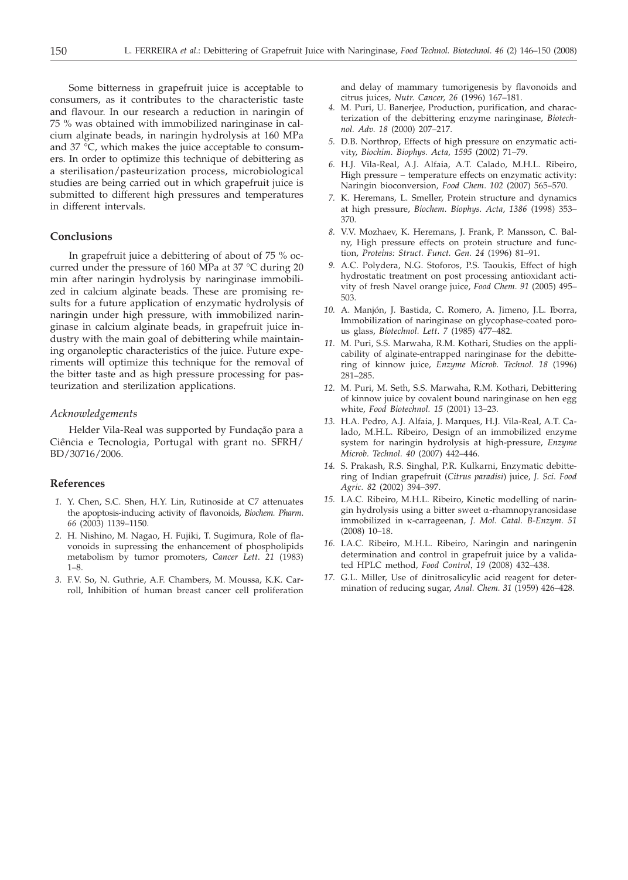Some bitterness in grapefruit juice is acceptable to consumers, as it contributes to the characteristic taste and flavour. In our research a reduction in naringin of 75 % was obtained with immobilized naringinase in calcium alginate beads, in naringin hydrolysis at 160 MPa and 37 °C, which makes the juice acceptable to consumers. In order to optimize this technique of debittering as a sterilisation/pasteurization process, microbiological studies are being carried out in which grapefruit juice is submitted to different high pressures and temperatures in different intervals.

## Conclusions

In grapefruit juice a debittering of about of 75 % occurred under the pressure of 160 MPa at 37 °C during 20 min after naringin hydrolysis by naringinase immobilized in calcium alginate beads. These are promising results for a future application of enzymatic hydrolysis of naringin under high pressure, with immobilized naringinase in calcium alginate beads, in grapefruit juice industry with the main goal of debittering while maintaining organoleptic characteristics of the juice. Future experiments will optimize this technique for the removal of the bitter taste and as high pressure processing for pasteurization and sterilization applications.

### *Acknowledgements*

Helder Vila-Real was supported by Fundação para a Ciência e Tecnologia, Portugal with grant no. SFRH/BD/30716/2006.

## References

1. Y. Chen, S.C. Shen, H.Y. Lin, Rutinoside at C7 attenuates the apoptosis-inducing activity of flavonoids, *Biochem. Pharm. 66* (2003) 1139–1150.
2. H. Nishino, M. Nagao, H. Fujiki, T. Sugimura, Role of flavonoids in supressing the enhancement of phospholipids metabolism by tumor promoters, *Cancer Lett. 21* (1983) 1–8.
3. F.V. So, N. Guthrie, A.F. Chambers, M. Moussa, K.K. Carroll, Inhibition of human breast cancer cell proliferation and delay of mammary tumorigenesis by flavonoids and citrus juices, *Nutr. Cancer*, *26* (1996) 167–181.
4. M. Puri, U. Banerjee, Production, purification, and characterization of the debittering enzyme naringinase, *Biotechnol. Adv. 18* (2000) 207–217.
5. D.B. Northrop, Effects of high pressure on enzymatic activity, *Biochim. Biophys. Acta, 1595* (2002) 71–79.
6. H.J. Vila-Real, A.J. Alfaia, A.T. Calado, M.H.L. Ribeiro, High pressure – temperature effects on enzymatic activity: Naringin bioconversion, *Food Chem. 102* (2007) 565–570.
7. K. Heremans, L. Smeller, Protein structure and dynamics at high pressure, *Biochem. Biophys. Acta*, *1386* (1998) 353–370.
8. V.V. Mozhaev, K. Heremans, J. Frank, P. Mansson, C. Balny, High pressure effects on protein structure and function, *Proteins: Struct. Funct. Gen. 24* (1996) 81–91.
9. A.C. Polydera, N.G. Stoforos, P.S. Taoukis, Effect of high hydrostatic treatment on post processing antioxidant activity of fresh Navel orange juice, *Food Chem. 91* (2005) 495–503.
10. A. Manjón, J. Bastida, C. Romero, A. Jimeno, J.L. Iborra, Immobilization of naringinase on glycophase-coated porous glass, *Biotechnol. Lett. 7* (1985) 477–482.
11. M. Puri, S.S. Marwaha, R.M. Kothari, Studies on the applicability of alginate-entrapped naringinase for the debittering of kinnow juice, *Enzyme Microb. Technol. 18* (1996) 281–285.
12. M. Puri, M. Seth, S.S. Marwaha, R.M. Kothari, Debittering of kinnow juice by covalent bound naringinase on hen egg white, *Food Biotechnol. 15* (2001) 13–23.
13. H.A. Pedro, A.J. Alfaia, J. Marques, H.J. Vila-Real, A.T. Calado, M.H.L. Ribeiro, Design of an immobilized enzyme system for naringin hydrolysis at high-pressure, *Enzyme Microb. Technol. 40* (2007) 442–446.
14. S. Prakash, R.S. Singhal, P.R. Kulkarni, Enzymatic debittering of Indian grapefruit (*Citrus paradisi*) juice, *J. Sci. Food Agric. 82* (2002) 394–397.
15. I.A.C. Ribeiro, M.H.L. Ribeiro, Kinetic modelling of naringin hydrolysis using a bitter sweet α-rhamnopyranosidase immobilized in κ-carrageenan, *J. Mol. Catal. B-Enzym. 51* (2008) 10–18.
16. I.A.C. Ribeiro, M.H.L. Ribeiro, Naringin and naringenin determination and control in grapefruit juice by a validated HPLC method, *Food Control*, *19* (2008) 432–438.
17. G.L. Miller, Use of dinitrosalicylic acid reagent for determination of reducing sugar, *Anal. Chem. 31* (1959) 426–428.